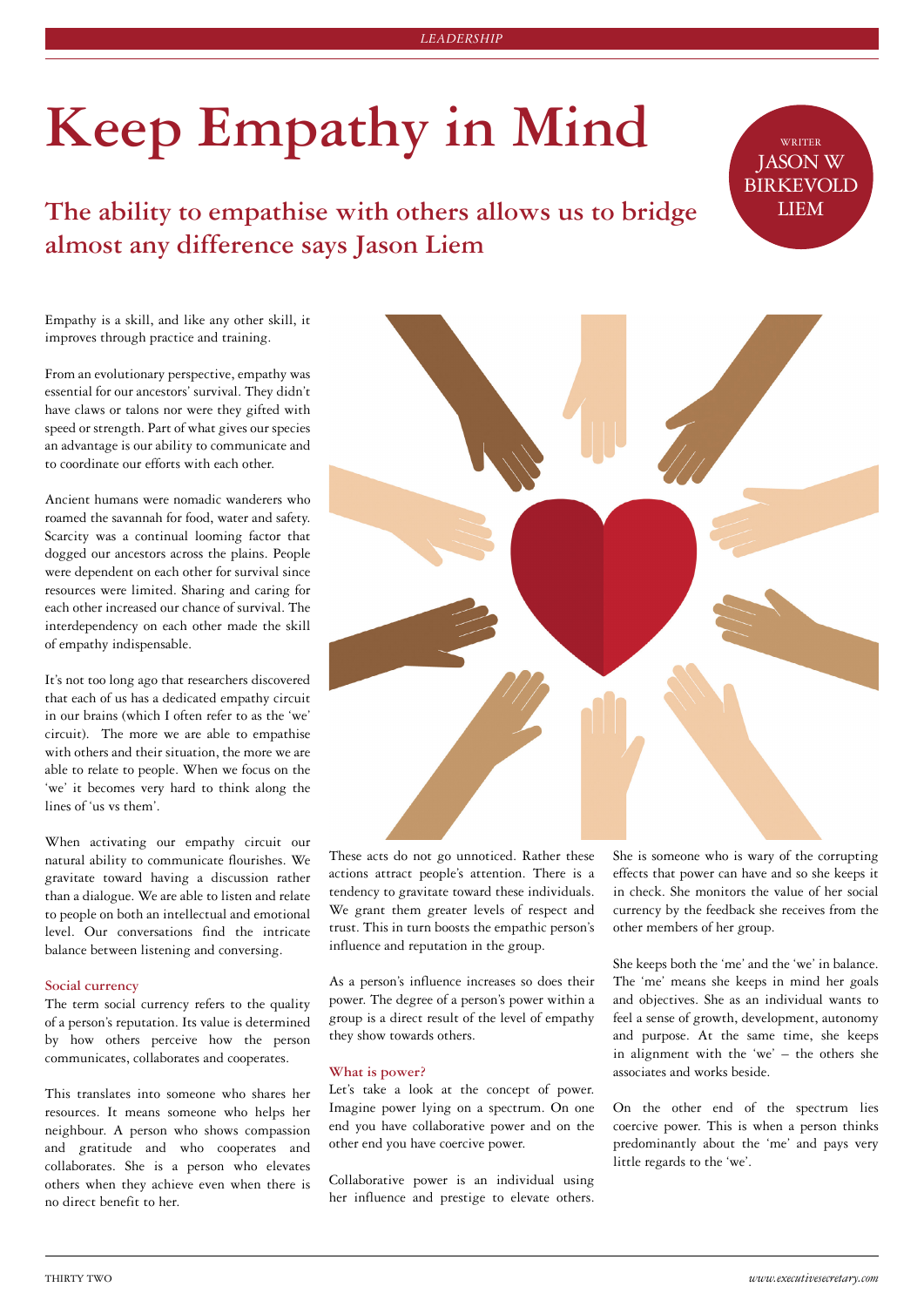# Keep Empathy in Mind

## The ability to empathise with others allows us to bridge almost any difference says Jason Liem

WRITER
JASON W BIRKEVOLD LIEM

Empathy is a skill, and like any other skill, it improves through practice and training.

From an evolutionary perspective, empathy was essential for our ancestors' survival. They didn't have claws or talons nor were they gifted with speed or strength. Part of what gives our species an advantage is our ability to communicate and to coordinate our efforts with each other.

Ancient humans were nomadic wanderers who roamed the savannah for food, water and safety. Scarcity was a continual looming factor that dogged our ancestors across the plains. People were dependent on each other for survival since resources were limited. Sharing and caring for each other increased our chance of survival. The interdependency on each other made the skill of empathy indispensable.

It's not too long ago that researchers discovered that each of us has a dedicated empathy circuit in our brains (which I often refer to as the 'we' circuit). The more we are able to empathise with others and their situation, the more we are able to relate to people. When we focus on the 'we' it becomes very hard to think along the lines of 'us vs them'.

When activating our empathy circuit our natural ability to communicate flourishes. We gravitate toward having a discussion rather than a dialogue. We are able to listen and relate to people on both an intellectual and emotional level. Our conversations find the intricate balance between listening and conversing.

### Social currency

The term social currency refers to the quality of a person's reputation. Its value is determined by how others perceive how the person communicates, collaborates and cooperates.

This translates into someone who shares her resources. It means someone who helps her neighbour. A person who shows compassion and gratitude and who cooperates and collaborates. She is a person who elevates others when they achieve even when there is no direct benefit to her.

These acts do not go unnoticed. Rather these actions attract people's attention. There is a tendency to gravitate toward these individuals. We grant them greater levels of respect and trust. This in turn boosts the empathic person's influence and reputation in the group.

As a person's influence increases so does their power. The degree of a person's power within a group is a direct result of the level of empathy they show towards others.

### What is power?

Let's take a look at the concept of power. Imagine power lying on a spectrum. On one end you have collaborative power and on the other end you have coercive power.

Collaborative power is an individual using her influence and prestige to elevate others. She is someone who is wary of the corrupting effects that power can have and so she keeps it in check. She monitors the value of her social currency by the feedback she receives from the other members of her group.

She keeps both the 'me' and the 'we' in balance. The 'me' means she keeps in mind her goals and objectives. She as an individual wants to feel a sense of growth, development, autonomy and purpose. At the same time, she keeps in alignment with the 'we' – the others she associates and works beside.

On the other end of the spectrum lies coercive power. This is when a person thinks predominantly about the 'me' and pays very little regards to the 'we'.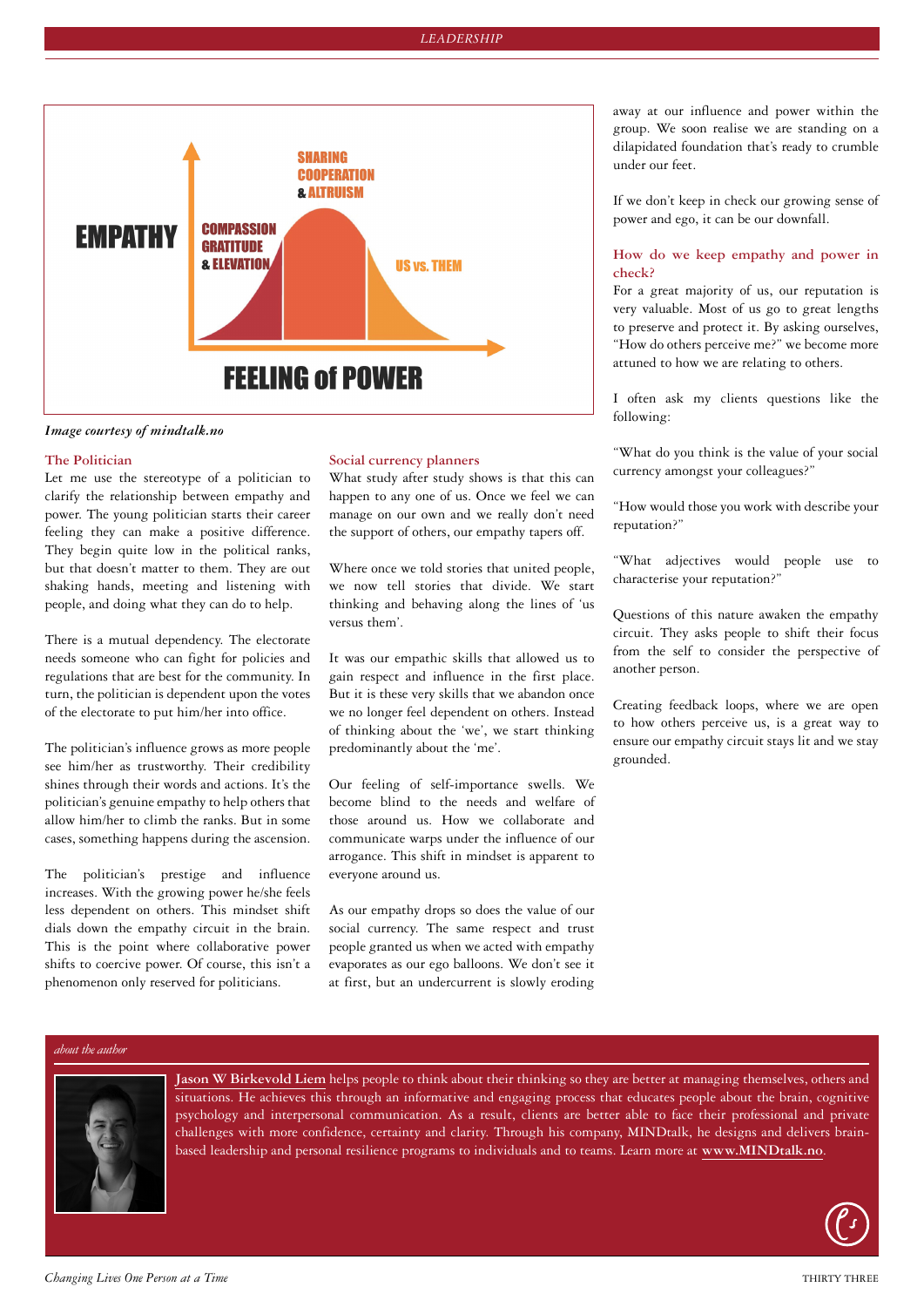EMPATHY

SHARING
COOPERATION
& ALTRUISM

COMPASSION
GRATITUDE
& ELEVATION

US vs. THEM

FEELING of POWER

*Image courtesy of mindtalk.no*

### The Politician

Let me use the stereotype of a politician to clarify the relationship between empathy and power. The young politician starts their career feeling they can make a positive difference. They begin quite low in the political ranks, but that doesn't matter to them. They are out shaking hands, meeting and listening with people, and doing what they can do to help.

There is a mutual dependency. The electorate needs someone who can fight for policies and regulations that are best for the community. In turn, the politician is dependent upon the votes of the electorate to put him/her into office.

The politician's influence grows as more people see him/her as trustworthy. Their credibility shines through their words and actions. It's the politician's genuine empathy to help others that allow him/her to climb the ranks. But in some cases, something happens during the ascension.

The politician's prestige and influence increases. With the growing power he/she feels less dependent on others. This mindset shift dials down the empathy circuit in the brain. This is the point where collaborative power shifts to coercive power. Of course, this isn't a phenomenon only reserved for politicians.

### Social currency planners

What study after study shows is that this can happen to any one of us. Once we feel we can manage on our own and we really don't need the support of others, our empathy tapers off.

Where once we told stories that united people, we now tell stories that divide. We start thinking and behaving along the lines of 'us versus them'.

It was our empathic skills that allowed us to gain respect and influence in the first place. But it is these very skills that we abandon once we no longer feel dependent on others. Instead of thinking about the 'we', we start thinking predominantly about the 'me'.

Our feeling of self-importance swells. We become blind to the needs and welfare of those around us. How we collaborate and communicate warps under the influence of our arrogance. This shift in mindset is apparent to everyone around us.

As our empathy drops so does the value of our social currency. The same respect and trust people granted us when we acted with empathy evaporates as our ego balloons. We don't see it at first, but an undercurrent is slowly eroding away at our influence and power within the group. We soon realise we are standing on a dilapidated foundation that's ready to crumble under our feet.

If we don't keep in check our growing sense of power and ego, it can be our downfall.

### How do we keep empathy and power in check?

For a great majority of us, our reputation is very valuable. Most of us go to great lengths to preserve and protect it. By asking ourselves, "How do others perceive me?" we become more attuned to how we are relating to others.

I often ask my clients questions like the following:

"What do you think is the value of your social currency amongst your colleagues?"

"How would those you work with describe your reputation?"

"What adjectives would people use to characterise your reputation?"

Questions of this nature awaken the empathy circuit. They asks people to shift their focus from the self to consider the perspective of another person.

Creating feedback loops, where we are open to how others perceive us, is a great way to ensure our empathy circuit stays lit and we stay grounded.

*about the author*

**Jason W Birkevold Liem** helps people to think about their thinking so they are better at managing themselves, others and situations. He achieves this through an informative and engaging process that educates people about the brain, cognitive psychology and interpersonal communication. As a result, clients are better able to face their professional and private challenges with more confidence, certainty and clarity. Through his company, MINDtalk, he designs and delivers brain-based leadership and personal resilience programs to individuals and to teams. Learn more at **www.MINDtalk.no**.